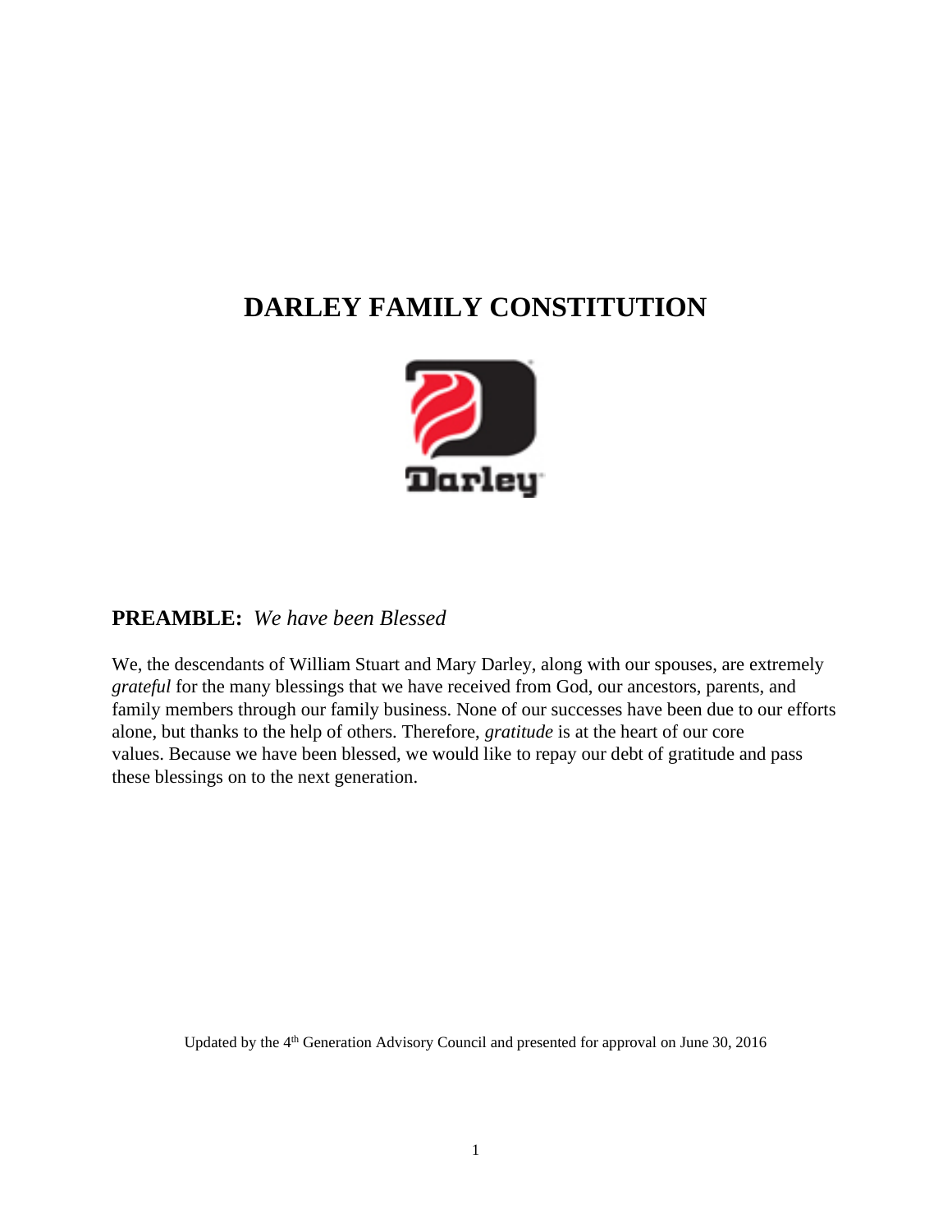# DARLEY FAMILY CONSTITUTION

## PREAMBLE: *We have been Blessed*

We, the descendants of William Stuart and Mary Darley, along with our spouses, are extremely *grateful* for the many blessings that we have received from God, our ancestors, parents, and family members through our family business. None of our successes have been due to our efforts alone, but thanks to the help of others. Therefore, *gratitude* is at the heart of our core values. Because we have been blessed, we would like to repay our debt of gratitude and pass these blessings on to the next generation.

Updated by the 4th Generation Advisory Council and presented for approval on June 30, 2016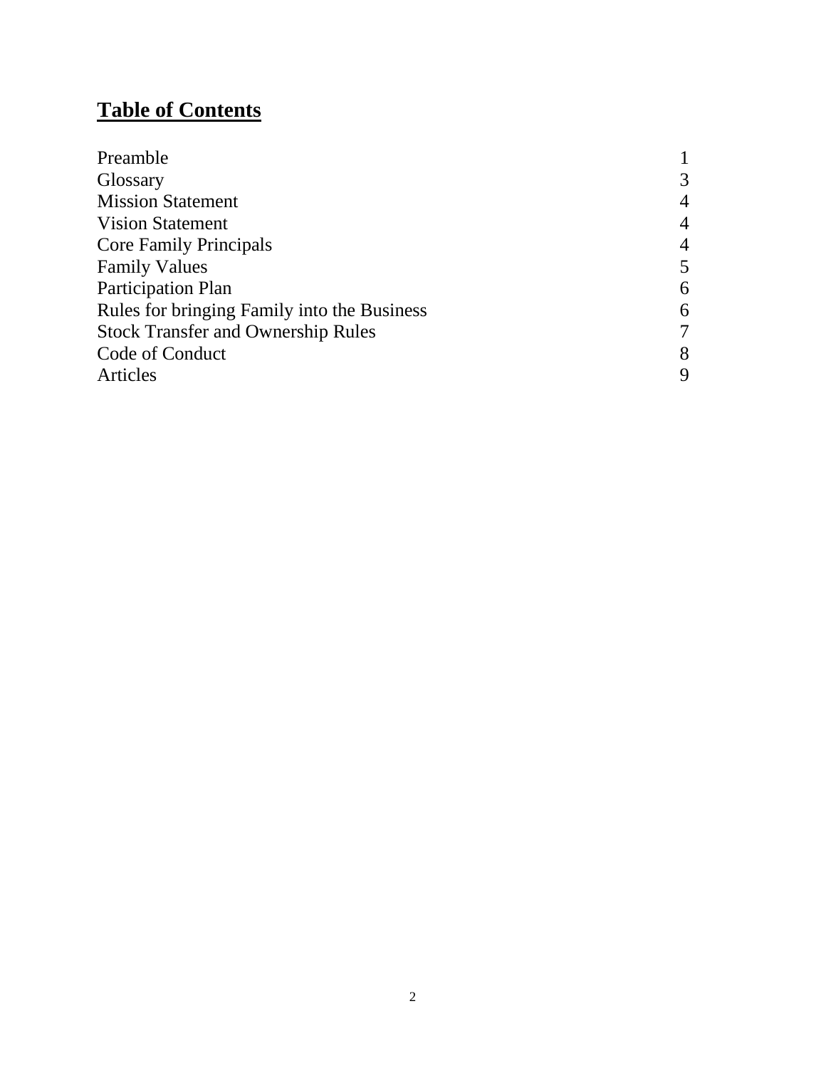# **Table of Contents**

| | |
|---|---|
| Preamble | 1 |
| Glossary | 3 |
| Mission Statement | 4 |
| Vision Statement | 4 |
| Core Family Principals | 4 |
| Family Values | 5 |
| Participation Plan | 6 |
| Rules for bringing Family into the Business | 6 |
| Stock Transfer and Ownership Rules | 7 |
| Code of Conduct | 8 |
| Articles | 9 |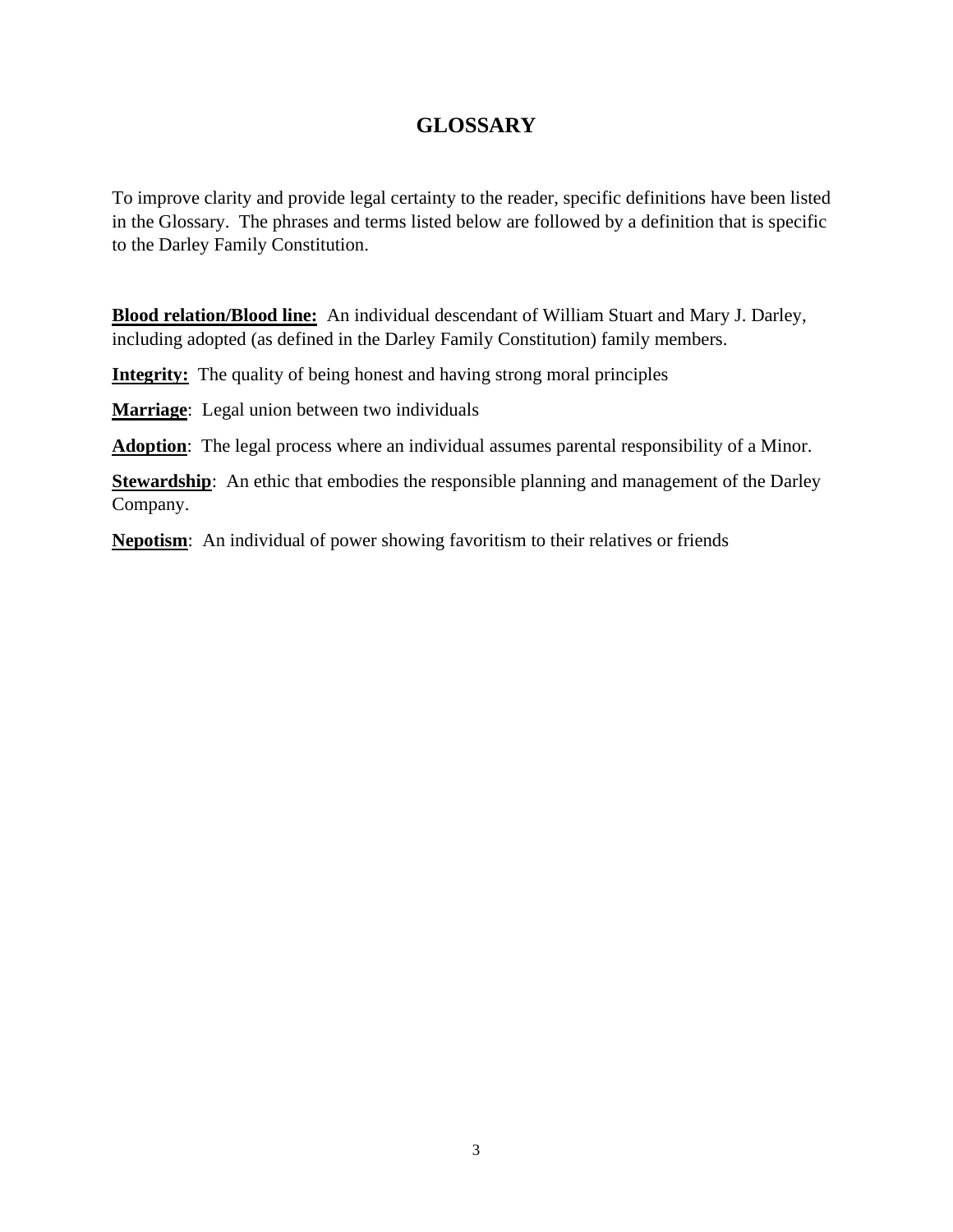# GLOSSARY

To improve clarity and provide legal certainty to the reader, specific definitions have been listed in the Glossary. The phrases and terms listed below are followed by a definition that is specific to the Darley Family Constitution.

**Blood relation/Blood line:** An individual descendant of William Stuart and Mary J. Darley, including adopted (as defined in the Darley Family Constitution) family members.

**Integrity:** The quality of being honest and having strong moral principles

**Marriage**: Legal union between two individuals

**Adoption**: The legal process where an individual assumes parental responsibility of a Minor.

**Stewardship**: An ethic that embodies the responsible planning and management of the Darley Company.

**Nepotism**: An individual of power showing favoritism to their relatives or friends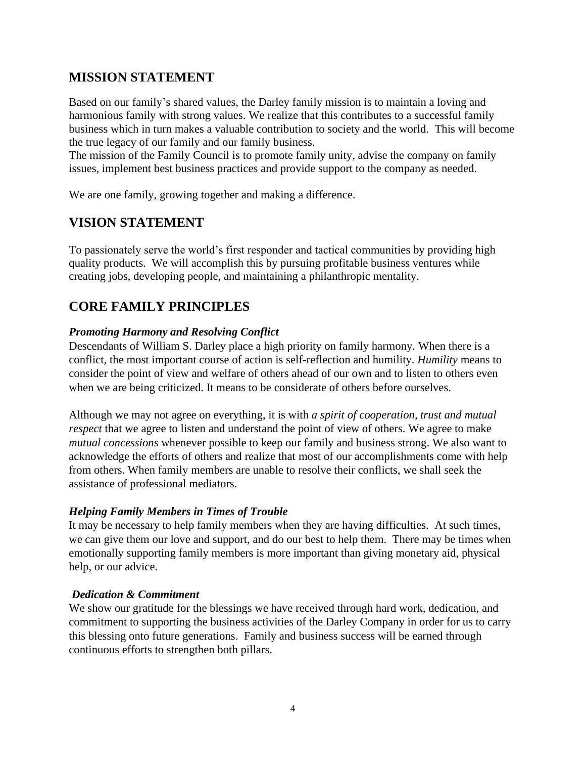## MISSION STATEMENT

Based on our family's shared values, the Darley family mission is to maintain a loving and harmonious family with strong values. We realize that this contributes to a successful family business which in turn makes a valuable contribution to society and the world. This will become the true legacy of our family and our family business.
The mission of the Family Council is to promote family unity, advise the company on family issues, implement best business practices and provide support to the company as needed.

We are one family, growing together and making a difference.

## VISION STATEMENT

To passionately serve the world's first responder and tactical communities by providing high quality products. We will accomplish this by pursuing profitable business ventures while creating jobs, developing people, and maintaining a philanthropic mentality.

## CORE FAMILY PRINCIPLES

### *Promoting Harmony and Resolving Conflict*

Descendants of William S. Darley place a high priority on family harmony. When there is a conflict, the most important course of action is self-reflection and humility. *Humility* means to consider the point of view and welfare of others ahead of our own and to listen to others even when we are being criticized. It means to be considerate of others before ourselves.

Although we may not agree on everything, it is with *a spirit of cooperation, trust and mutual respect* that we agree to listen and understand the point of view of others. We agree to make *mutual concessions* whenever possible to keep our family and business strong. We also want to acknowledge the efforts of others and realize that most of our accomplishments come with help from others. When family members are unable to resolve their conflicts, we shall seek the assistance of professional mediators.

### *Helping Family Members in Times of Trouble*

It may be necessary to help family members when they are having difficulties. At such times, we can give them our love and support, and do our best to help them. There may be times when emotionally supporting family members is more important than giving monetary aid, physical help, or our advice.

### *Dedication & Commitment*

We show our gratitude for the blessings we have received through hard work, dedication, and commitment to supporting the business activities of the Darley Company in order for us to carry this blessing onto future generations. Family and business success will be earned through continuous efforts to strengthen both pillars.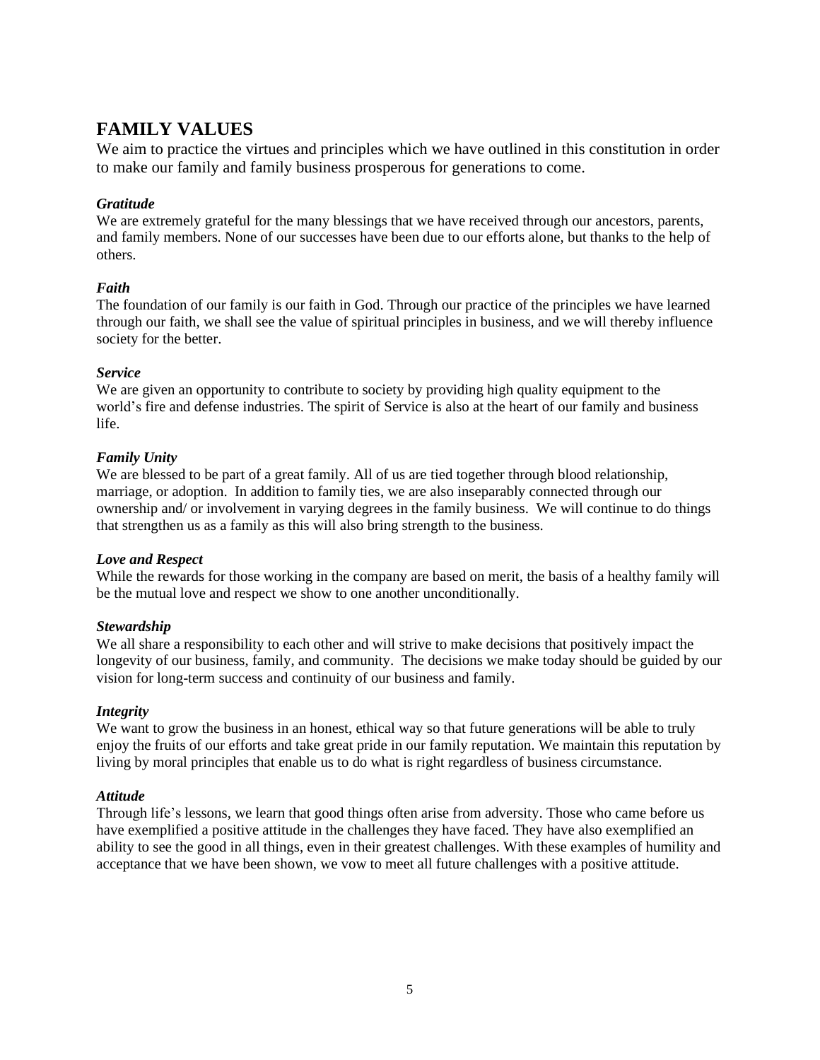## FAMILY VALUES

We aim to practice the virtues and principles which we have outlined in this constitution in order to make our family and family business prosperous for generations to come.

***Gratitude***

We are extremely grateful for the many blessings that we have received through our ancestors, parents, and family members. None of our successes have been due to our efforts alone, but thanks to the help of others.

***Faith***

The foundation of our family is our faith in God. Through our practice of the principles we have learned through our faith, we shall see the value of spiritual principles in business, and we will thereby influence society for the better.

***Service***

We are given an opportunity to contribute to society by providing high quality equipment to the world's fire and defense industries. The spirit of Service is also at the heart of our family and business life.

***Family Unity***

We are blessed to be part of a great family. All of us are tied together through blood relationship, marriage, or adoption. In addition to family ties, we are also inseparably connected through our ownership and/ or involvement in varying degrees in the family business. We will continue to do things that strengthen us as a family as this will also bring strength to the business.

***Love and Respect***

While the rewards for those working in the company are based on merit, the basis of a healthy family will be the mutual love and respect we show to one another unconditionally.

***Stewardship***

We all share a responsibility to each other and will strive to make decisions that positively impact the longevity of our business, family, and community. The decisions we make today should be guided by our vision for long-term success and continuity of our business and family.

***Integrity***

We want to grow the business in an honest, ethical way so that future generations will be able to truly enjoy the fruits of our efforts and take great pride in our family reputation. We maintain this reputation by living by moral principles that enable us to do what is right regardless of business circumstance.

***Attitude***

Through life's lessons, we learn that good things often arise from adversity. Those who came before us have exemplified a positive attitude in the challenges they have faced. They have also exemplified an ability to see the good in all things, even in their greatest challenges. With these examples of humility and acceptance that we have been shown, we vow to meet all future challenges with a positive attitude.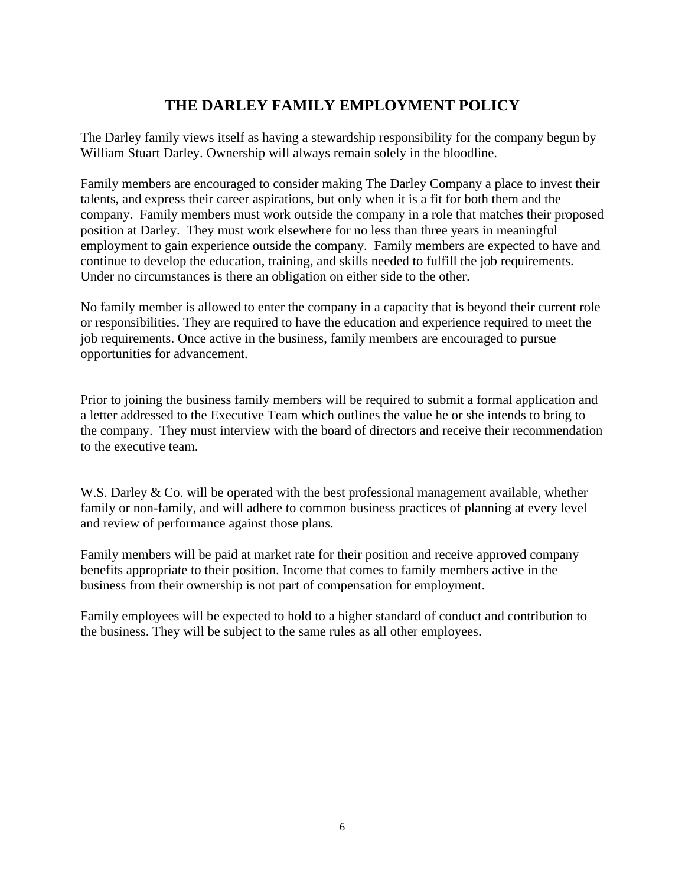# THE DARLEY FAMILY EMPLOYMENT POLICY

The Darley family views itself as having a stewardship responsibility for the company begun by William Stuart Darley. Ownership will always remain solely in the bloodline.

Family members are encouraged to consider making The Darley Company a place to invest their talents, and express their career aspirations, but only when it is a fit for both them and the company. Family members must work outside the company in a role that matches their proposed position at Darley. They must work elsewhere for no less than three years in meaningful employment to gain experience outside the company. Family members are expected to have and continue to develop the education, training, and skills needed to fulfill the job requirements. Under no circumstances is there an obligation on either side to the other.

No family member is allowed to enter the company in a capacity that is beyond their current role or responsibilities. They are required to have the education and experience required to meet the job requirements. Once active in the business, family members are encouraged to pursue opportunities for advancement.

Prior to joining the business family members will be required to submit a formal application and a letter addressed to the Executive Team which outlines the value he or she intends to bring to the company. They must interview with the board of directors and receive their recommendation to the executive team.

W.S. Darley & Co. will be operated with the best professional management available, whether family or non-family, and will adhere to common business practices of planning at every level and review of performance against those plans.

Family members will be paid at market rate for their position and receive approved company benefits appropriate to their position. Income that comes to family members active in the business from their ownership is not part of compensation for employment.

Family employees will be expected to hold to a higher standard of conduct and contribution to the business. They will be subject to the same rules as all other employees.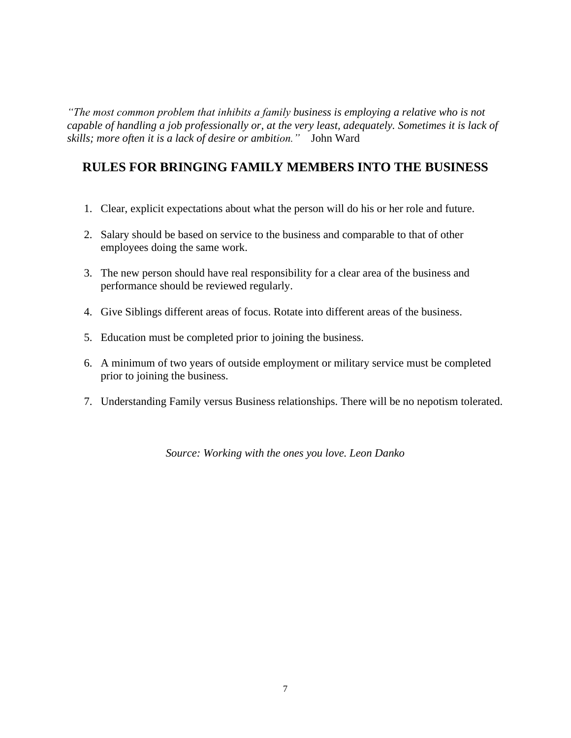*"The most common problem that inhibits a family business is employing a relative who is not capable of handling a job professionally or, at the very least, adequately. Sometimes it is lack of skills; more often it is a lack of desire or ambition."* John Ward

## RULES FOR BRINGING FAMILY MEMBERS INTO THE BUSINESS

1. Clear, explicit expectations about what the person will do his or her role and future.
2. Salary should be based on service to the business and comparable to that of other employees doing the same work.
3. The new person should have real responsibility for a clear area of the business and performance should be reviewed regularly.
4. Give Siblings different areas of focus. Rotate into different areas of the business.
5. Education must be completed prior to joining the business.
6. A minimum of two years of outside employment or military service must be completed prior to joining the business.
7. Understanding Family versus Business relationships. There will be no nepotism tolerated.

*Source: Working with the ones you love. Leon Danko*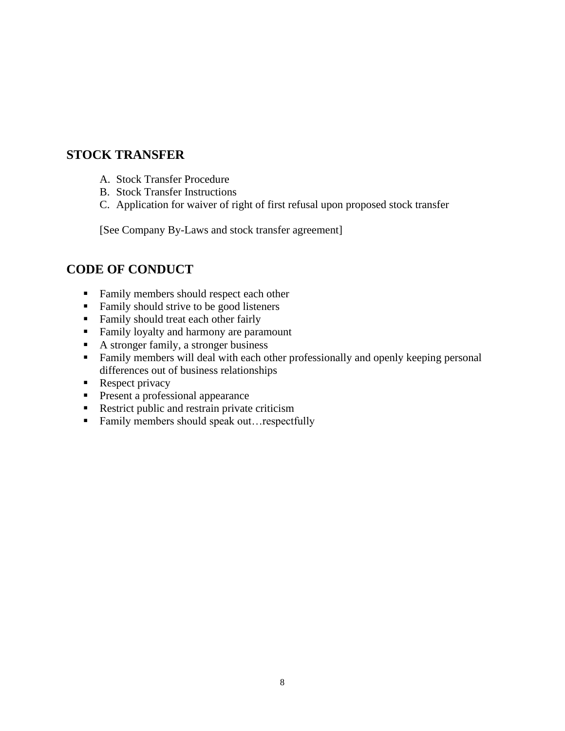## STOCK TRANSFER

A. Stock Transfer Procedure
B. Stock Transfer Instructions
C. Application for waiver of right of first refusal upon proposed stock transfer

[See Company By-Laws and stock transfer agreement]

## CODE OF CONDUCT

- Family members should respect each other
- Family should strive to be good listeners
- Family should treat each other fairly
- Family loyalty and harmony are paramount
- A stronger family, a stronger business
- Family members will deal with each other professionally and openly keeping personal differences out of business relationships
- Respect privacy
- Present a professional appearance
- Restrict public and restrain private criticism
- Family members should speak out…respectfully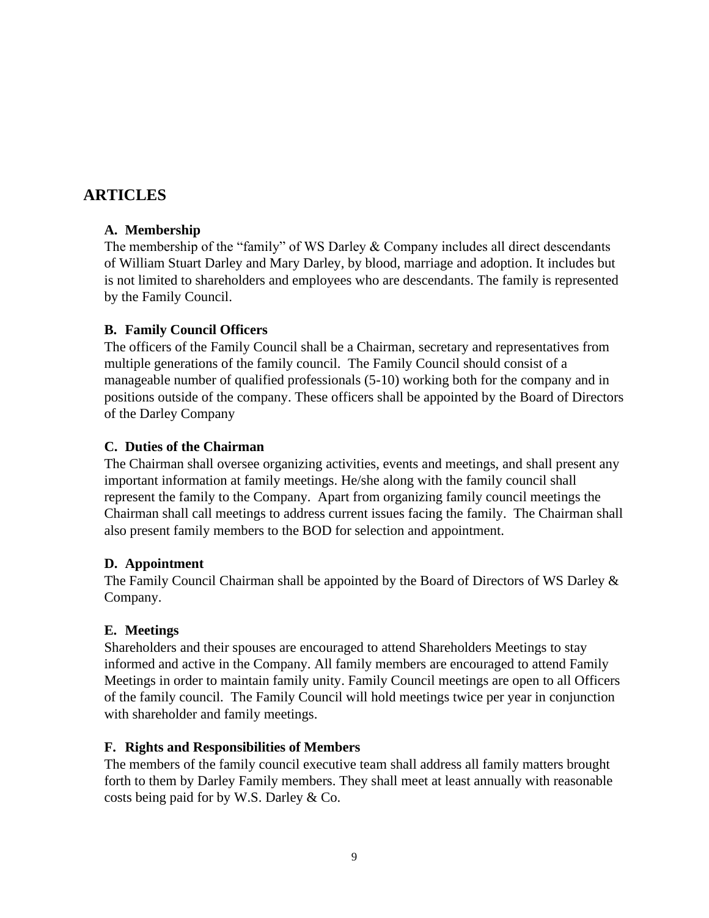# ARTICLES

### A. Membership

The membership of the "family" of WS Darley & Company includes all direct descendants of William Stuart Darley and Mary Darley, by blood, marriage and adoption. It includes but is not limited to shareholders and employees who are descendants. The family is represented by the Family Council.

### B. Family Council Officers

The officers of the Family Council shall be a Chairman, secretary and representatives from multiple generations of the family council. The Family Council should consist of a manageable number of qualified professionals (5-10) working both for the company and in positions outside of the company. These officers shall be appointed by the Board of Directors of the Darley Company

### C. Duties of the Chairman

The Chairman shall oversee organizing activities, events and meetings, and shall present any important information at family meetings. He/she along with the family council shall represent the family to the Company. Apart from organizing family council meetings the Chairman shall call meetings to address current issues facing the family. The Chairman shall also present family members to the BOD for selection and appointment.

### D. Appointment

The Family Council Chairman shall be appointed by the Board of Directors of WS Darley & Company.

### E. Meetings

Shareholders and their spouses are encouraged to attend Shareholders Meetings to stay informed and active in the Company. All family members are encouraged to attend Family Meetings in order to maintain family unity. Family Council meetings are open to all Officers of the family council. The Family Council will hold meetings twice per year in conjunction with shareholder and family meetings.

### F. Rights and Responsibilities of Members

The members of the family council executive team shall address all family matters brought forth to them by Darley Family members. They shall meet at least annually with reasonable costs being paid for by W.S. Darley & Co.